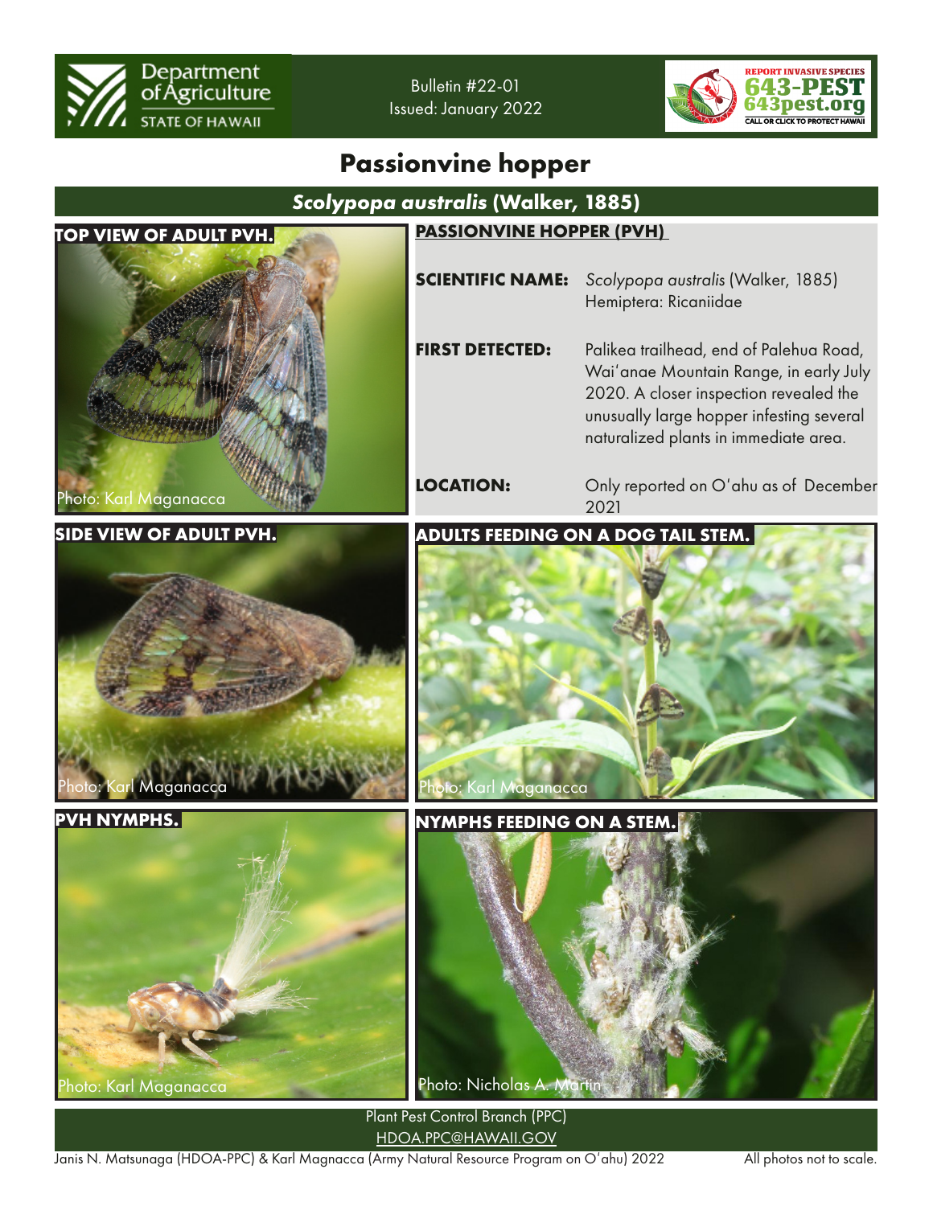Department of Agriculture
STATE OF HAWAII

Bulletin #22-01
Issued: January 2022

REPORT INVASIVE SPECIES
643-PEST
643pest.org
CALL OR CLICK TO PROTECT HAWAII

# Passionvine hopper

## *Scolypopa australis* (Walker, 1885)

**TOP VIEW OF ADULT PVH.**

Photo: Karl Maganacca

**PASSIONVINE HOPPER (PVH)**

**SCIENTIFIC NAME:** *Scolypopa australis* (Walker, 1885) Hemiptera: Ricaniidae

**FIRST DETECTED:** Palikea trailhead, end of Palehua Road, Wai'anae Mountain Range, in early July 2020. A closer inspection revealed the unusually large hopper infesting several naturalized plants in immediate area.

**LOCATION:** Only reported on O'ahu as of December 2021

**SIDE VIEW OF ADULT PVH.**

Photo: Karl Maganacca

**ADULTS FEEDING ON A DOG TAIL STEM.**

Photo: Karl Maganacca

**PVH NYMPHS.**

Photo: Karl Maganacca

**NYMPHS FEEDING ON A STEM.**

Photo: Nicholas A. Martin

Plant Pest Control Branch (PPC)
HDOA.PPC@HAWAII.GOV

Janis N. Matsunaga (HDOA-PPC) & Karl Magnacca (Army Natural Resource Program on O'ahu) 2022

All photos not to scale.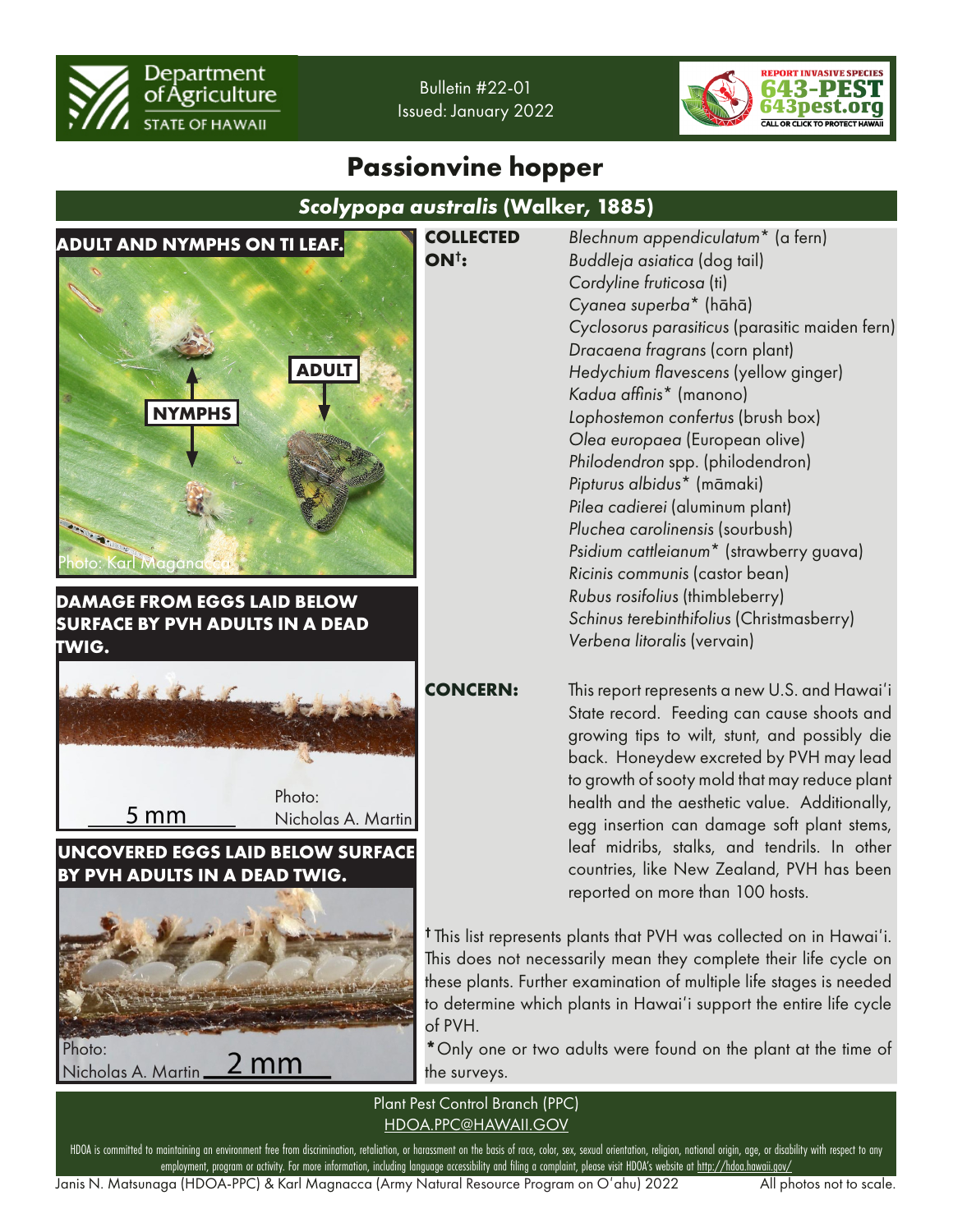Department of Agriculture
STATE OF HAWAII

Bulletin #22-01
Issued: January 2022

REPORT INVASIVE SPECIES
643-PEST
643pest.org
CALL OR CLICK TO PROTECT HAWAII

# Passionvine hopper

## *Scolypopa australis* (Walker, 1885)

**ADULT AND NYMPHS ON TI LEAF.**

ADULT

NYMPHS

Photo: Karl Magnacca

**DAMAGE FROM EGGS LAID BELOW SURFACE BY PVH ADULTS IN A DEAD TWIG.**

5 mm

Photo: Nicholas A. Martin

**UNCOVERED EGGS LAID BELOW SURFACE BY PVH ADULTS IN A DEAD TWIG.**

Photo: Nicholas A. Martin

2 mm

**COLLECTED ON†:**

*Blechnum appendiculatum** (a fern)
*Buddleja asiatica* (dog tail)
*Cordyline fruticosa* (ti)
*Cyanea superba** (hāhā)
*Cyclosorus parasiticus* (parasitic maiden fern)
*Dracaena fragrans* (corn plant)
*Hedychium flavescens* (yellow ginger)
*Kadua affinis** (manono)
*Lophostemon confertus* (brush box)
*Olea europaea* (European olive)
*Philodendron* spp. (philodendron)
*Pipturus albidus** (māmaki)
*Pilea cadierei* (aluminum plant)
*Pluchea carolinensis* (sourbush)
*Psidium cattleianum** (strawberry guava)
*Ricinis communis* (castor bean)
*Rubus rosifolius* (thimbleberry)
*Schinus terebinthifolius* (Christmasberry)
*Verbena litoralis* (vervain)

**CONCERN:** This report represents a new U.S. and Hawai'i State record. Feeding can cause shoots and growing tips to wilt, stunt, and possibly die back. Honeydew excreted by PVH may lead to growth of sooty mold that may reduce plant health and the aesthetic value. Additionally, egg insertion can damage soft plant stems, leaf midribs, stalks, and tendrils. In other countries, like New Zealand, PVH has been reported on more than 100 hosts.

† This list represents plants that PVH was collected on in Hawai'i. This does not necessarily mean they complete their life cycle on these plants. Further examination of multiple life stages is needed to determine which plants in Hawai'i support the entire life cycle of PVH.

*Only one or two adults were found on the plant at the time of the surveys.

Plant Pest Control Branch (PPC)
HDOA.PPC@HAWAII.GOV

HDOA is committed to maintaining an environment free from discrimination, retaliation, or harassment on the basis of race, color, sex, sexual orientation, religion, national origin, age, or disability with respect to any employment, program or activity. For more information, including language accessibility and filing a complaint, please visit HDOA's website at http://hdoa.hawaii.gov/

Janis N. Matsunaga (HDOA-PPC) & Karl Magnacca (Army Natural Resource Program on O'ahu) 2022

All photos not to scale.